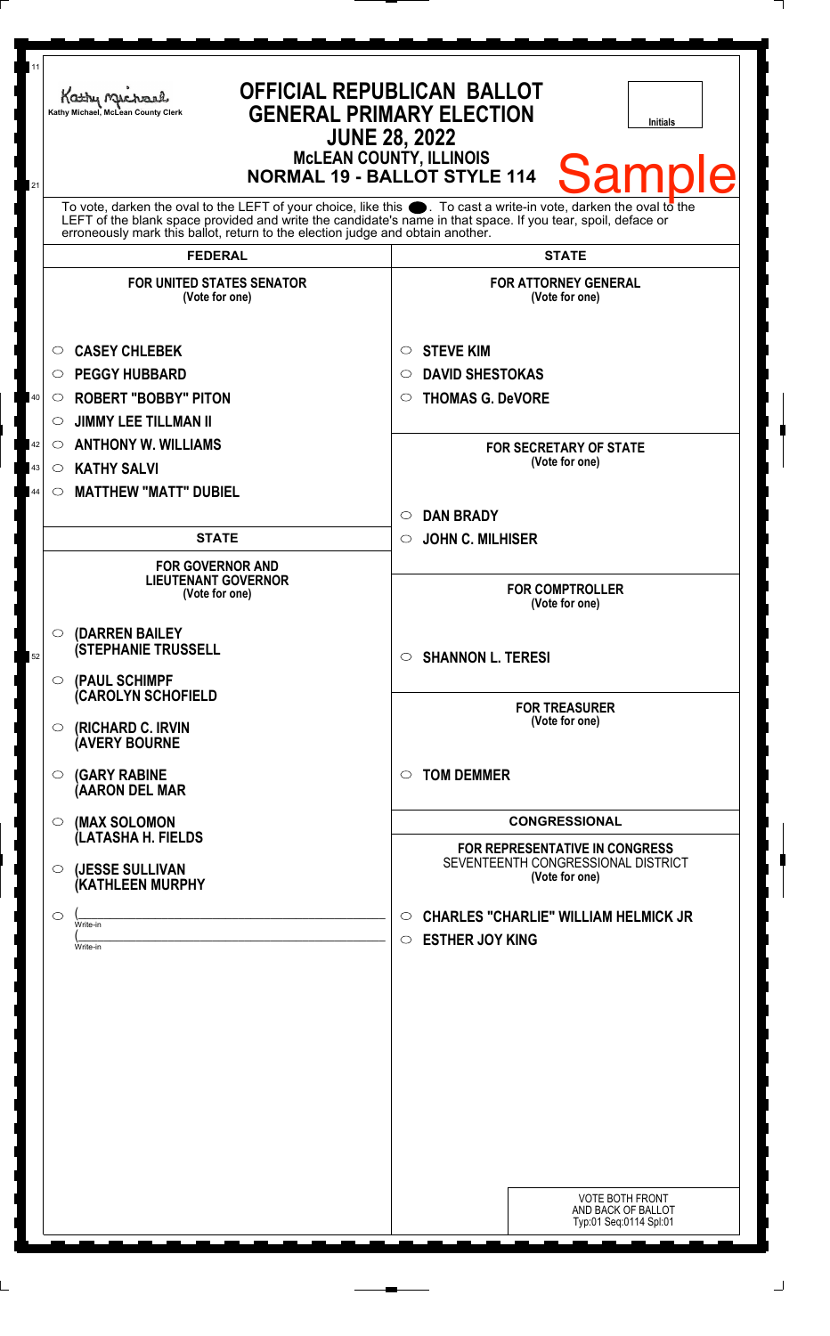Kathy Michael, McLean County Clerk

# OFFICIAL REPUBLICAN BALLOT
## GENERAL PRIMARY ELECTION
## JUNE 28, 2022
### McLEAN COUNTY, ILLINOIS
### NORMAL 19 - BALLOT STYLE 114

Initials

Sample

To vote, darken the oval to the LEFT of your choice, like this ●. To cast a write-in vote, darken the oval to the LEFT of the blank space provided and write the candidate's name in that space. If you tear, spoil, deface or erroneously mark this ballot, return to the election judge and obtain another.

## FEDERAL

**FOR UNITED STATES SENATOR**
(Vote for one)

- ○ **CASEY CHLEBEK**
- ○ **PEGGY HUBBARD**
- ○ **ROBERT "BOBBY" PITON**
- ○ **JIMMY LEE TILLMAN II**
- ○ **ANTHONY W. WILLIAMS**
- ○ **KATHY SALVI**
- ○ **MATTHEW "MATT" DUBIEL**

## STATE

**FOR GOVERNOR AND LIEUTENANT GOVERNOR**
(Vote for one)

- ○ **(DARREN BAILEY**
  **(STEPHANIE TRUSSELL**
- ○ **(PAUL SCHIMPF**
  **(CAROLYN SCHOFIELD**
- ○ **(RICHARD C. IRVIN**
  **(AVERY BOURNE**
- ○ **(GARY RABINE**
  **(AARON DEL MAR**
- ○ **(MAX SOLOMON**
  **(LATASHA H. FIELDS**
- ○ **(JESSE SULLIVAN**
  **(KATHLEEN MURPHY**
- ○ (\_\_\_\_\_\_\_\_\_\_\_\_\_\_\_\_\_\_\_\_ Write-in
  (\_\_\_\_\_\_\_\_\_\_\_\_\_\_\_\_\_\_\_\_ Write-in

## STATE

**FOR ATTORNEY GENERAL**
(Vote for one)

- ○ **STEVE KIM**
- ○ **DAVID SHESTOKAS**
- ○ **THOMAS G. DeVORE**

**FOR SECRETARY OF STATE**
(Vote for one)

- ○ **DAN BRADY**
- ○ **JOHN C. MILHISER**

**FOR COMPTROLLER**
(Vote for one)

- ○ **SHANNON L. TERESI**

**FOR TREASURER**
(Vote for one)

- ○ **TOM DEMMER**

## CONGRESSIONAL

**FOR REPRESENTATIVE IN CONGRESS**
SEVENTEENTH CONGRESSIONAL DISTRICT
(Vote for one)

- ○ **CHARLES "CHARLIE" WILLIAM HELMICK JR**
- ○ **ESTHER JOY KING**

VOTE BOTH FRONT AND BACK OF BALLOT
Typ:01 Seq:0114 Spl:01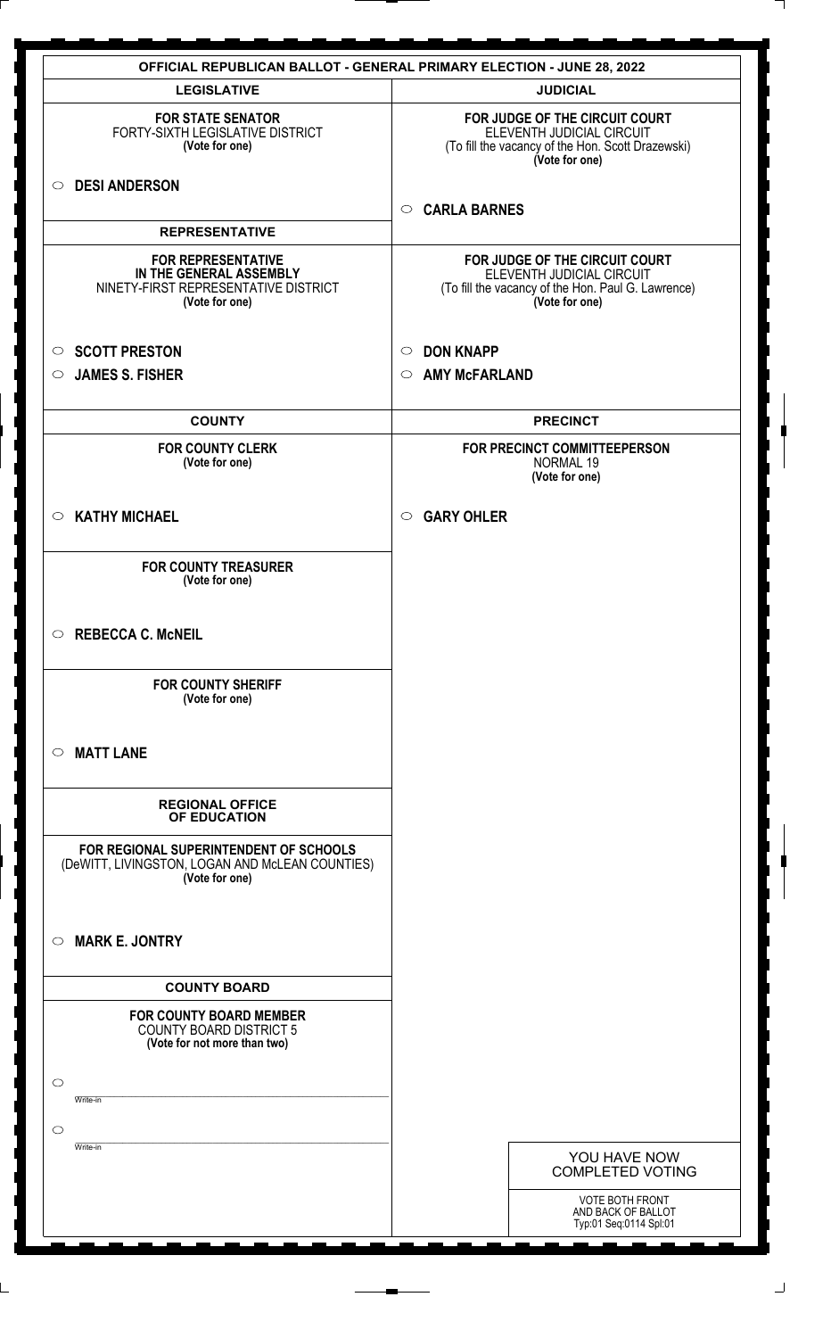# OFFICIAL REPUBLICAN BALLOT - GENERAL PRIMARY ELECTION - JUNE 28, 2022

## LEGISLATIVE

**FOR STATE SENATOR**
FORTY-SIXTH LEGISLATIVE DISTRICT
**(Vote for one)**

- ○ **DESI ANDERSON**

## REPRESENTATIVE

**FOR REPRESENTATIVE IN THE GENERAL ASSEMBLY**
NINETY-FIRST REPRESENTATIVE DISTRICT
**(Vote for one)**

- ○ **SCOTT PRESTON**
- ○ **JAMES S. FISHER**

## COUNTY

**FOR COUNTY CLERK**
**(Vote for one)**

- ○ **KATHY MICHAEL**

**FOR COUNTY TREASURER**
**(Vote for one)**

- ○ **REBECCA C. McNEIL**

**FOR COUNTY SHERIFF**
**(Vote for one)**

- ○ **MATT LANE**

## REGIONAL OFFICE OF EDUCATION

**FOR REGIONAL SUPERINTENDENT OF SCHOOLS**
(DeWITT, LIVINGSTON, LOGAN AND McLEAN COUNTIES)
**(Vote for one)**

- ○ **MARK E. JONTRY**

## COUNTY BOARD

**FOR COUNTY BOARD MEMBER**
COUNTY BOARD DISTRICT 5
**(Vote for not more than two)**

- ○ ________________ Write-in
- ○ ________________ Write-in

## JUDICIAL

**FOR JUDGE OF THE CIRCUIT COURT**
ELEVENTH JUDICIAL CIRCUIT
(To fill the vacancy of the Hon. Scott Drazewski)
**(Vote for one)**

- ○ **CARLA BARNES**

**FOR JUDGE OF THE CIRCUIT COURT**
ELEVENTH JUDICIAL CIRCUIT
(To fill the vacancy of the Hon. Paul G. Lawrence)
**(Vote for one)**

- ○ **DON KNAPP**
- ○ **AMY McFARLAND**

## PRECINCT

**FOR PRECINCT COMMITTEEPERSON**
NORMAL 19
**(Vote for one)**

- ○ **GARY OHLER**

YOU HAVE NOW COMPLETED VOTING

VOTE BOTH FRONT AND BACK OF BALLOT
Typ:01 Seq:0114 Spl:01